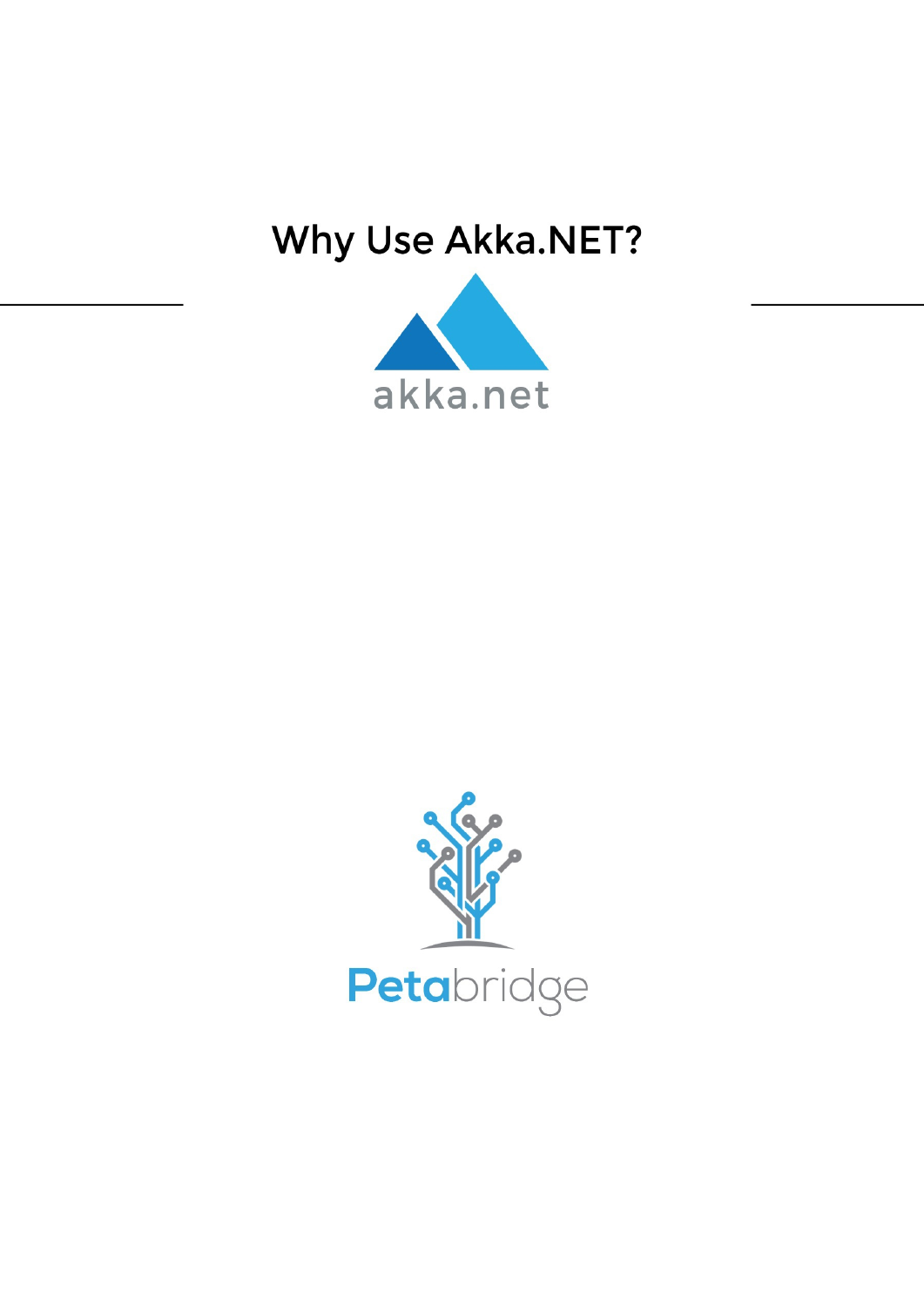# Why Use Akka.NET?

akka.net

Petabridge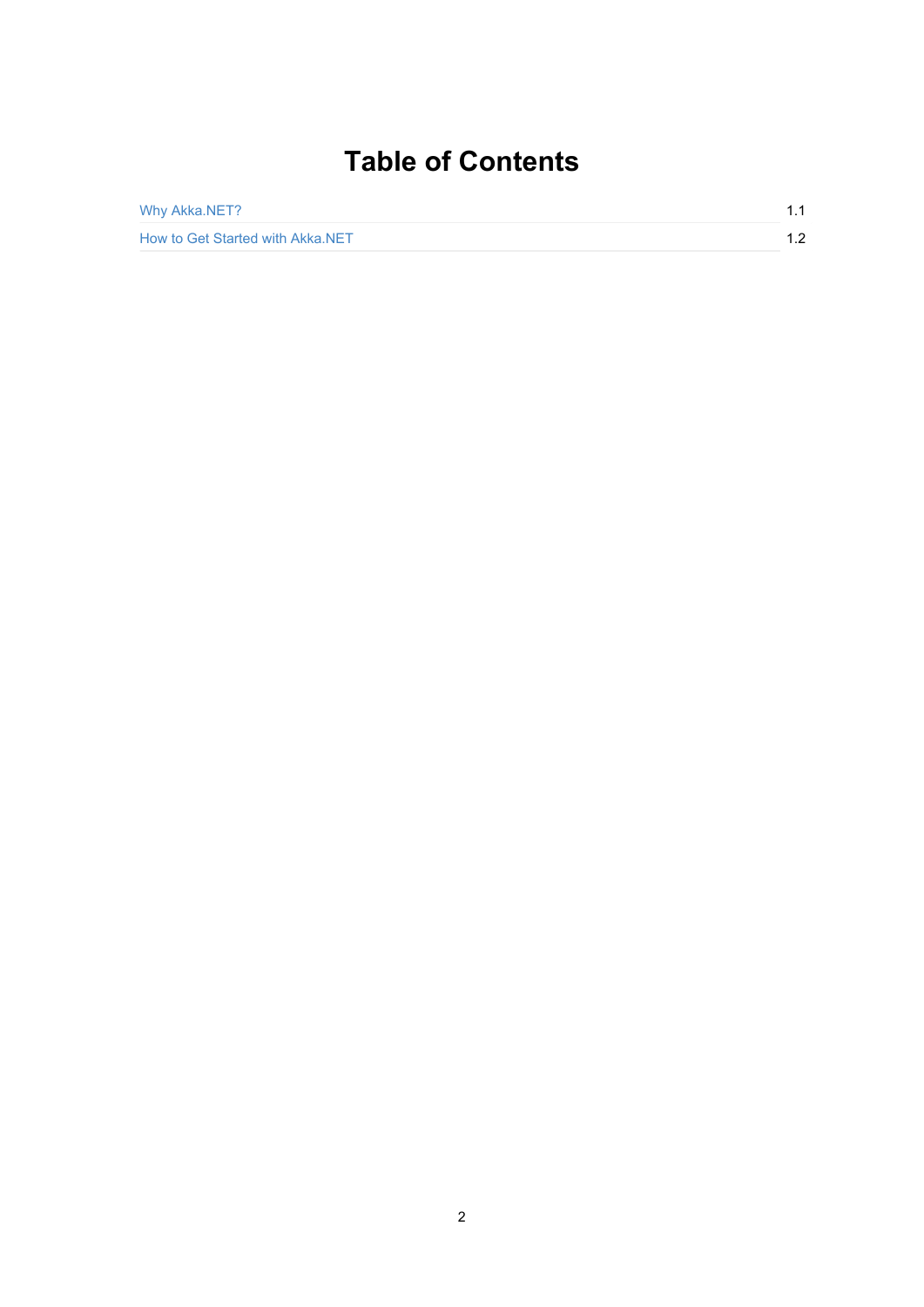# Table of Contents

| | |
|---|---|
| Why Akka.NET? | 1.1 |
| How to Get Started with Akka.NET | 1.2 |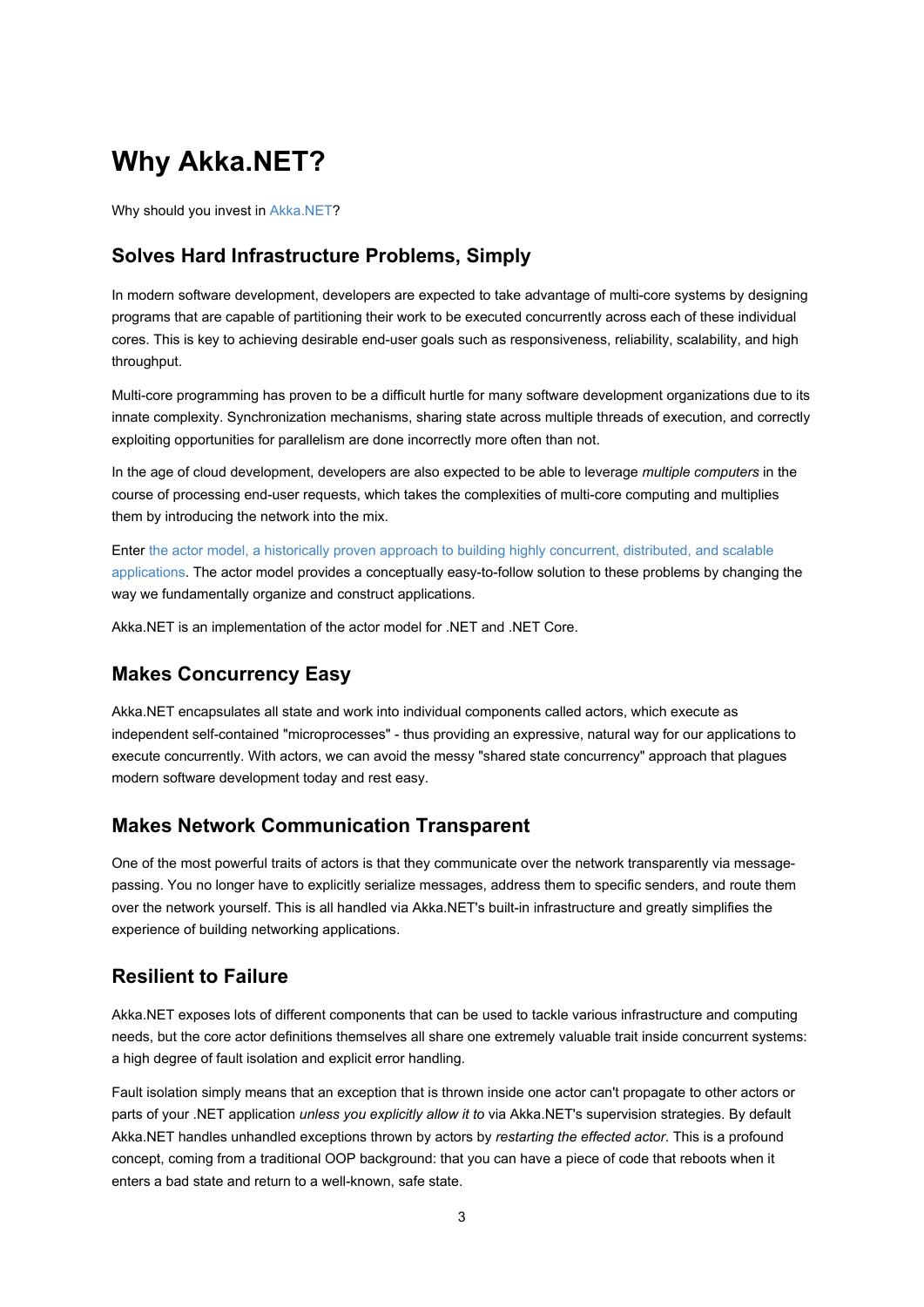# Why Akka.NET?

Why should you invest in Akka.NET?

## Solves Hard Infrastructure Problems, Simply

In modern software development, developers are expected to take advantage of multi-core systems by designing programs that are capable of partitioning their work to be executed concurrently across each of these individual cores. This is key to achieving desirable end-user goals such as responsiveness, reliability, scalability, and high throughput.

Multi-core programming has proven to be a difficult hurtle for many software development organizations due to its innate complexity. Synchronization mechanisms, sharing state across multiple threads of execution, and correctly exploiting opportunities for parallelism are done incorrectly more often than not.

In the age of cloud development, developers are also expected to be able to leverage *multiple computers* in the course of processing end-user requests, which takes the complexities of multi-core computing and multiplies them by introducing the network into the mix.

Enter the actor model, a historically proven approach to building highly concurrent, distributed, and scalable applications. The actor model provides a conceptually easy-to-follow solution to these problems by changing the way we fundamentally organize and construct applications.

Akka.NET is an implementation of the actor model for .NET and .NET Core.

## Makes Concurrency Easy

Akka.NET encapsulates all state and work into individual components called actors, which execute as independent self-contained "microprocesses" - thus providing an expressive, natural way for our applications to execute concurrently. With actors, we can avoid the messy "shared state concurrency" approach that plagues modern software development today and rest easy.

## Makes Network Communication Transparent

One of the most powerful traits of actors is that they communicate over the network transparently via message-passing. You no longer have to explicitly serialize messages, address them to specific senders, and route them over the network yourself. This is all handled via Akka.NET's built-in infrastructure and greatly simplifies the experience of building networking applications.

## Resilient to Failure

Akka.NET exposes lots of different components that can be used to tackle various infrastructure and computing needs, but the core actor definitions themselves all share one extremely valuable trait inside concurrent systems: a high degree of fault isolation and explicit error handling.

Fault isolation simply means that an exception that is thrown inside one actor can't propagate to other actors or parts of your .NET application *unless you explicitly allow it to* via Akka.NET's supervision strategies. By default Akka.NET handles unhandled exceptions thrown by actors by *restarting the effected actor*. This is a profound concept, coming from a traditional OOP background: that you can have a piece of code that reboots when it enters a bad state and return to a well-known, safe state.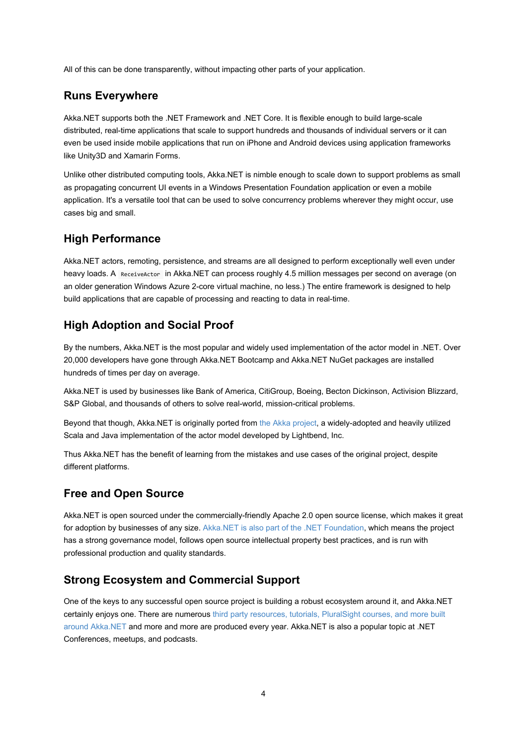All of this can be done transparently, without impacting other parts of your application.

## Runs Everywhere

Akka.NET supports both the .NET Framework and .NET Core. It is flexible enough to build large-scale distributed, real-time applications that scale to support hundreds and thousands of individual servers or it can even be used inside mobile applications that run on iPhone and Android devices using application frameworks like Unity3D and Xamarin Forms.

Unlike other distributed computing tools, Akka.NET is nimble enough to scale down to support problems as small as propagating concurrent UI events in a Windows Presentation Foundation application or even a mobile application. It's a versatile tool that can be used to solve concurrency problems wherever they might occur, use cases big and small.

## High Performance

Akka.NET actors, remoting, persistence, and streams are all designed to perform exceptionally well even under heavy loads. A `ReceiveActor` in Akka.NET can process roughly 4.5 million messages per second on average (on an older generation Windows Azure 2-core virtual machine, no less.) The entire framework is designed to help build applications that are capable of processing and reacting to data in real-time.

## High Adoption and Social Proof

By the numbers, Akka.NET is the most popular and widely used implementation of the actor model in .NET. Over 20,000 developers have gone through Akka.NET Bootcamp and Akka.NET NuGet packages are installed hundreds of times per day on average.

Akka.NET is used by businesses like Bank of America, CitiGroup, Boeing, Becton Dickinson, Activision Blizzard, S&P Global, and thousands of others to solve real-world, mission-critical problems.

Beyond that though, Akka.NET is originally ported from the Akka project, a widely-adopted and heavily utilized Scala and Java implementation of the actor model developed by Lightbend, Inc.

Thus Akka.NET has the benefit of learning from the mistakes and use cases of the original project, despite different platforms.

## Free and Open Source

Akka.NET is open sourced under the commercially-friendly Apache 2.0 open source license, which makes it great for adoption by businesses of any size. Akka.NET is also part of the .NET Foundation, which means the project has a strong governance model, follows open source intellectual property best practices, and is run with professional production and quality standards.

## Strong Ecosystem and Commercial Support

One of the keys to any successful open source project is building a robust ecosystem around it, and Akka.NET certainly enjoys one. There are numerous third party resources, tutorials, PluralSight courses, and more built around Akka.NET and more and more are produced every year. Akka.NET is also a popular topic at .NET Conferences, meetups, and podcasts.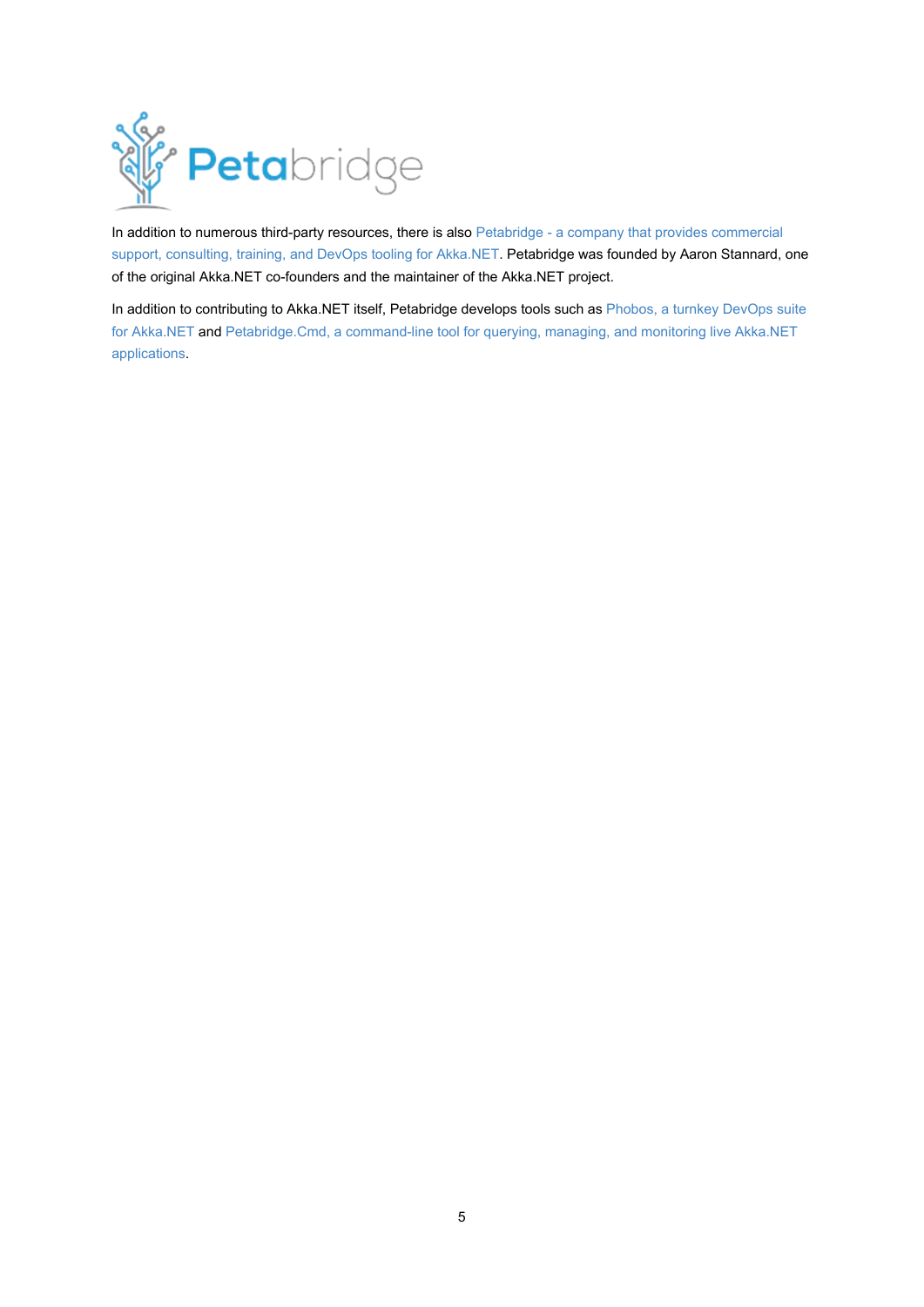In addition to numerous third-party resources, there is also Petabridge - a company that provides commercial support, consulting, training, and DevOps tooling for Akka.NET. Petabridge was founded by Aaron Stannard, one of the original Akka.NET co-founders and the maintainer of the Akka.NET project.

In addition to contributing to Akka.NET itself, Petabridge develops tools such as Phobos, a turnkey DevOps suite for Akka.NET and Petabridge.Cmd, a command-line tool for querying, managing, and monitoring live Akka.NET applications.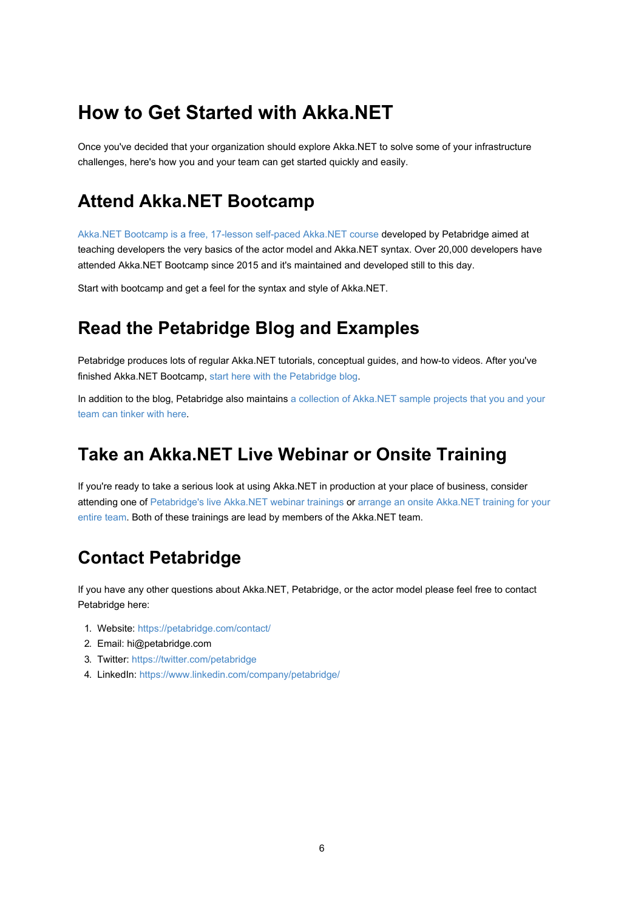# How to Get Started with Akka.NET

Once you've decided that your organization should explore Akka.NET to solve some of your infrastructure challenges, here's how you and your team can get started quickly and easily.

## Attend Akka.NET Bootcamp

Akka.NET Bootcamp is a free, 17-lesson self-paced Akka.NET course developed by Petabridge aimed at teaching developers the very basics of the actor model and Akka.NET syntax. Over 20,000 developers have attended Akka.NET Bootcamp since 2015 and it's maintained and developed still to this day.

Start with bootcamp and get a feel for the syntax and style of Akka.NET.

## Read the Petabridge Blog and Examples

Petabridge produces lots of regular Akka.NET tutorials, conceptual guides, and how-to videos. After you've finished Akka.NET Bootcamp, start here with the Petabridge blog.

In addition to the blog, Petabridge also maintains a collection of Akka.NET sample projects that you and your team can tinker with here.

## Take an Akka.NET Live Webinar or Onsite Training

If you're ready to take a serious look at using Akka.NET in production at your place of business, consider attending one of Petabridge's live Akka.NET webinar trainings or arrange an onsite Akka.NET training for your entire team. Both of these trainings are lead by members of the Akka.NET team.

## Contact Petabridge

If you have any other questions about Akka.NET, Petabridge, or the actor model please feel free to contact Petabridge here:

1. Website: https://petabridge.com/contact/
2. Email: hi@petabridge.com
3. Twitter: https://twitter.com/petabridge
4. LinkedIn: https://www.linkedin.com/company/petabridge/